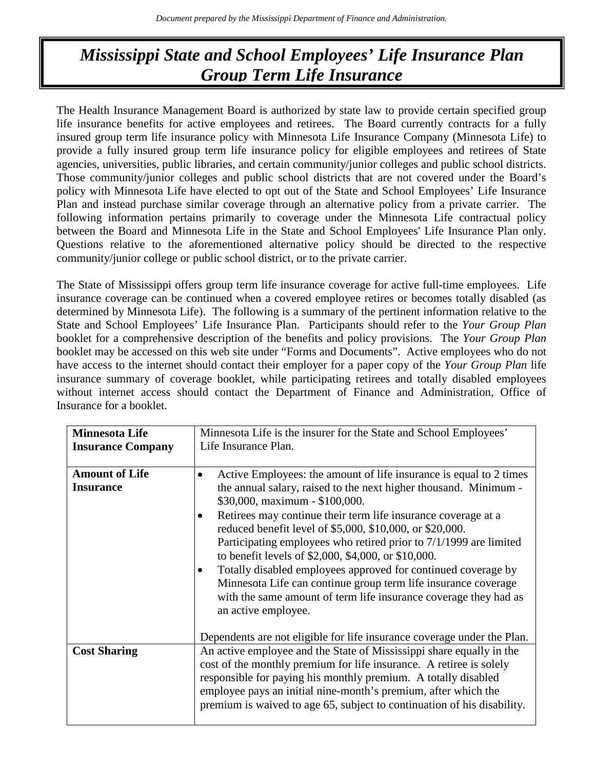*Document prepared by the Mississippi Department of Finance and Administration.*

# *Mississippi State and School Employees' Life Insurance Plan Group Term Life Insurance*

The Health Insurance Management Board is authorized by state law to provide certain specified group life insurance benefits for active employees and retirees. The Board currently contracts for a fully insured group term life insurance policy with Minnesota Life Insurance Company (Minnesota Life) to provide a fully insured group term life insurance policy for eligible employees and retirees of State agencies, universities, public libraries, and certain community/junior colleges and public school districts. Those community/junior colleges and public school districts that are not covered under the Board's policy with Minnesota Life have elected to opt out of the State and School Employees' Life Insurance Plan and instead purchase similar coverage through an alternative policy from a private carrier. The following information pertains primarily to coverage under the Minnesota Life contractual policy between the Board and Minnesota Life in the State and School Employees' Life Insurance Plan only. Questions relative to the aforementioned alternative policy should be directed to the respective community/junior college or public school district, or to the private carrier.

The State of Mississippi offers group term life insurance coverage for active full-time employees. Life insurance coverage can be continued when a covered employee retires or becomes totally disabled (as determined by Minnesota Life). The following is a summary of the pertinent information relative to the State and School Employees' Life Insurance Plan. Participants should refer to the *Your Group Plan* booklet for a comprehensive description of the benefits and policy provisions. The *Your Group Plan* booklet may be accessed on this web site under "Forms and Documents". Active employees who do not have access to the internet should contact their employer for a paper copy of the *Your Group Plan* life insurance summary of coverage booklet, while participating retirees and totally disabled employees without internet access should contact the Department of Finance and Administration, Office of Insurance for a booklet.

| | |
|---|---|
| **Minnesota Life Insurance Company** | Minnesota Life is the insurer for the State and School Employees' Life Insurance Plan. |
| **Amount of Life Insurance** | • Active Employees: the amount of life insurance is equal to 2 times the annual salary, raised to the next higher thousand. Minimum - \$30,000, maximum - \$100,000.<br>• Retirees may continue their term life insurance coverage at a reduced benefit level of \$5,000, \$10,000, or \$20,000. Participating employees who retired prior to 7/1/1999 are limited to benefit levels of \$2,000, \$4,000, or \$10,000.<br>• Totally disabled employees approved for continued coverage by Minnesota Life can continue group term life insurance coverage with the same amount of term life insurance coverage they had as an active employee.<br><br>Dependents are not eligible for life insurance coverage under the Plan. |
| **Cost Sharing** | An active employee and the State of Mississippi share equally in the cost of the monthly premium for life insurance. A retiree is solely responsible for paying his monthly premium. A totally disabled employee pays an initial nine-month's premium, after which the premium is waived to age 65, subject to continuation of his disability. |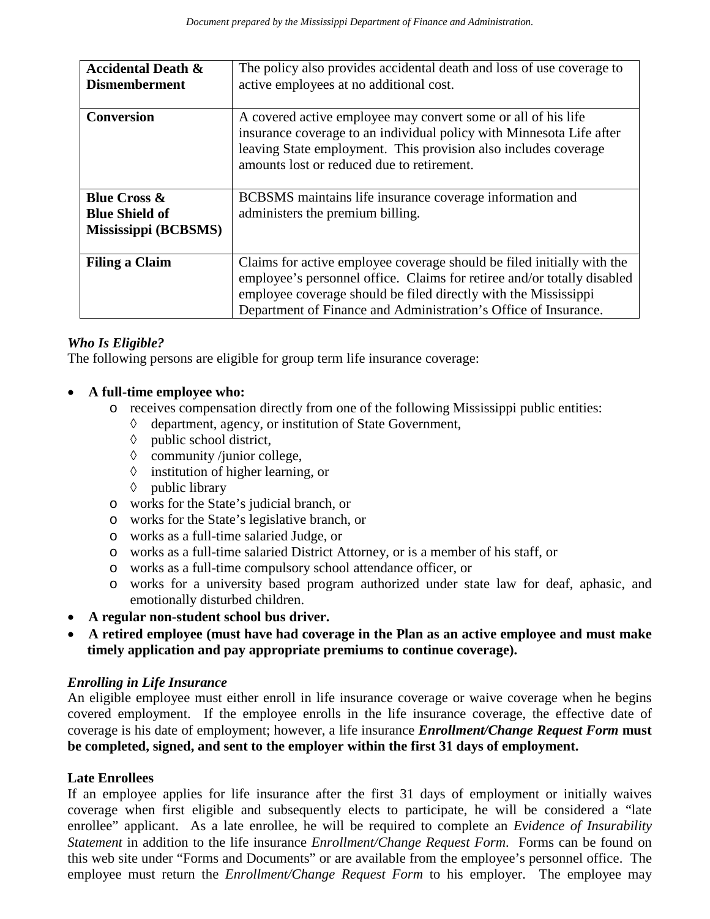| **Accidental Death & Dismemberment** | The policy also provides accidental death and loss of use coverage to active employees at no additional cost. |
|---|---|
| **Conversion** | A covered active employee may convert some or all of his life insurance coverage to an individual policy with Minnesota Life after leaving State employment. This provision also includes coverage amounts lost or reduced due to retirement. |
| **Blue Cross & Blue Shield of Mississippi (BCBSMS)** | BCBSMS maintains life insurance coverage information and administers the premium billing. |
| **Filing a Claim** | Claims for active employee coverage should be filed initially with the employee's personnel office. Claims for retiree and/or totally disabled employee coverage should be filed directly with the Mississippi Department of Finance and Administration's Office of Insurance. |

### *Who Is Eligible?*

The following persons are eligible for group term life insurance coverage:

- **A full-time employee who:**
  - receives compensation directly from one of the following Mississippi public entities:
    - department, agency, or institution of State Government,
    - public school district,
    - community /junior college,
    - institution of higher learning, or
    - public library
  - works for the State's judicial branch, or
  - works for the State's legislative branch, or
  - works as a full-time salaried Judge, or
  - works as a full-time salaried District Attorney, or is a member of his staff, or
  - works as a full-time compulsory school attendance officer, or
  - works for a university based program authorized under state law for deaf, aphasic, and emotionally disturbed children.
- **A regular non-student school bus driver.**
- **A retired employee (must have had coverage in the Plan as an active employee and must make timely application and pay appropriate premiums to continue coverage).**

### *Enrolling in Life Insurance*

An eligible employee must either enroll in life insurance coverage or waive coverage when he begins covered employment. If the employee enrolls in the life insurance coverage, the effective date of coverage is his date of employment; however, a life insurance ***Enrollment/Change Request Form*** **must be completed, signed, and sent to the employer within the first 31 days of employment.**

### Late Enrollees

If an employee applies for life insurance after the first 31 days of employment or initially waives coverage when first eligible and subsequently elects to participate, he will be considered a "late enrollee" applicant. As a late enrollee, he will be required to complete an *Evidence of Insurability Statement* in addition to the life insurance *Enrollment/Change Request Form*. Forms can be found on this web site under "Forms and Documents" or are available from the employee's personnel office. The employee must return the *Enrollment/Change Request Form* to his employer. The employee may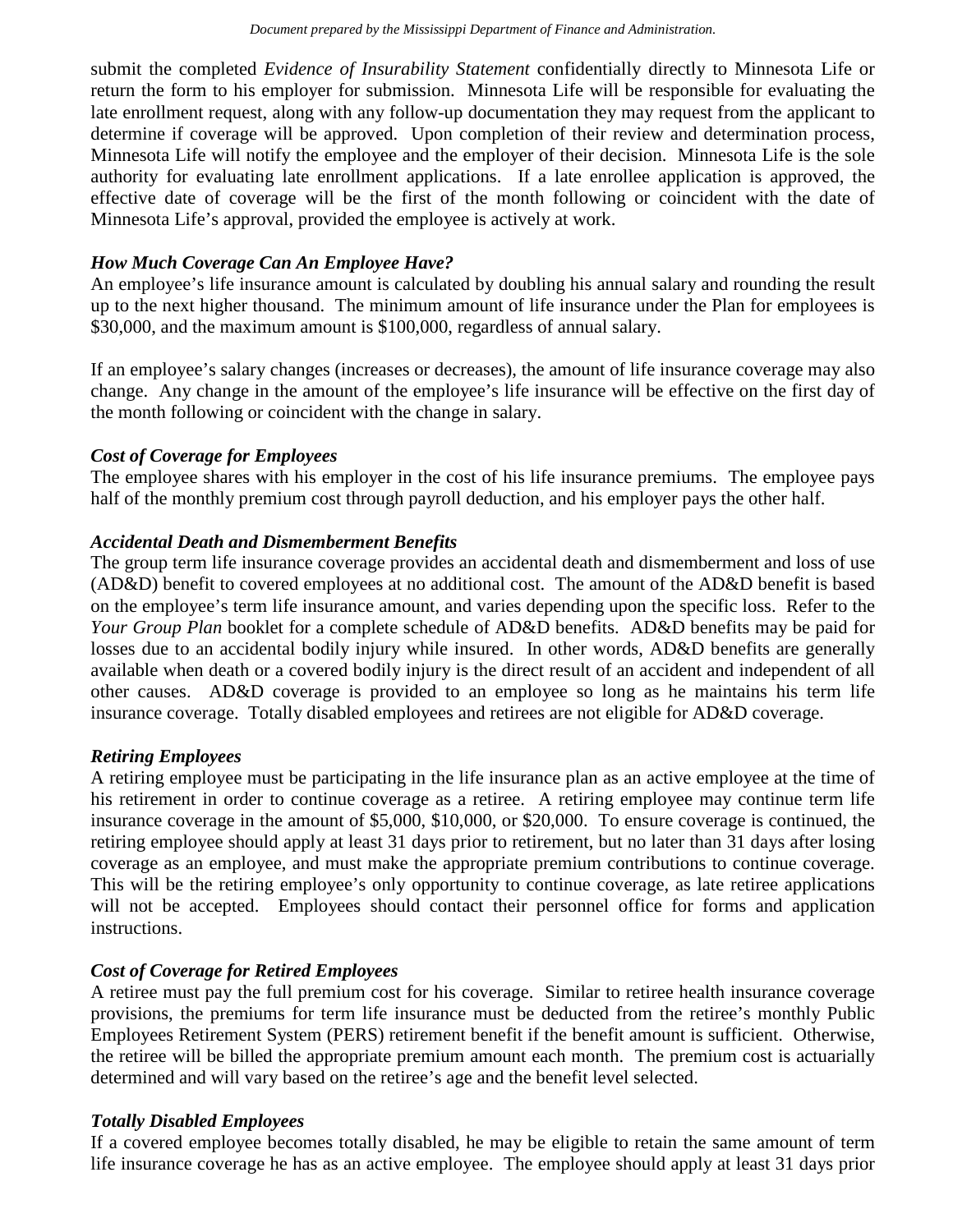submit the completed *Evidence of Insurability Statement* confidentially directly to Minnesota Life or return the form to his employer for submission. Minnesota Life will be responsible for evaluating the late enrollment request, along with any follow-up documentation they may request from the applicant to determine if coverage will be approved. Upon completion of their review and determination process, Minnesota Life will notify the employee and the employer of their decision. Minnesota Life is the sole authority for evaluating late enrollment applications. If a late enrollee application is approved, the effective date of coverage will be the first of the month following or coincident with the date of Minnesota Life's approval, provided the employee is actively at work.

### *How Much Coverage Can An Employee Have?*

An employee's life insurance amount is calculated by doubling his annual salary and rounding the result up to the next higher thousand. The minimum amount of life insurance under the Plan for employees is $30,000, and the maximum amount is $100,000, regardless of annual salary.

If an employee's salary changes (increases or decreases), the amount of life insurance coverage may also change. Any change in the amount of the employee's life insurance will be effective on the first day of the month following or coincident with the change in salary.

### *Cost of Coverage for Employees*

The employee shares with his employer in the cost of his life insurance premiums. The employee pays half of the monthly premium cost through payroll deduction, and his employer pays the other half.

### *Accidental Death and Dismemberment Benefits*

The group term life insurance coverage provides an accidental death and dismemberment and loss of use (AD&D) benefit to covered employees at no additional cost. The amount of the AD&D benefit is based on the employee's term life insurance amount, and varies depending upon the specific loss. Refer to the *Your Group Plan* booklet for a complete schedule of AD&D benefits. AD&D benefits may be paid for losses due to an accidental bodily injury while insured. In other words, AD&D benefits are generally available when death or a covered bodily injury is the direct result of an accident and independent of all other causes. AD&D coverage is provided to an employee so long as he maintains his term life insurance coverage. Totally disabled employees and retirees are not eligible for AD&D coverage.

### *Retiring Employees*

A retiring employee must be participating in the life insurance plan as an active employee at the time of his retirement in order to continue coverage as a retiree. A retiring employee may continue term life insurance coverage in the amount of $5,000, $10,000, or $20,000. To ensure coverage is continued, the retiring employee should apply at least 31 days prior to retirement, but no later than 31 days after losing coverage as an employee, and must make the appropriate premium contributions to continue coverage. This will be the retiring employee's only opportunity to continue coverage, as late retiree applications will not be accepted. Employees should contact their personnel office for forms and application instructions.

### *Cost of Coverage for Retired Employees*

A retiree must pay the full premium cost for his coverage. Similar to retiree health insurance coverage provisions, the premiums for term life insurance must be deducted from the retiree's monthly Public Employees Retirement System (PERS) retirement benefit if the benefit amount is sufficient. Otherwise, the retiree will be billed the appropriate premium amount each month. The premium cost is actuarially determined and will vary based on the retiree's age and the benefit level selected.

### *Totally Disabled Employees*

If a covered employee becomes totally disabled, he may be eligible to retain the same amount of term life insurance coverage he has as an active employee. The employee should apply at least 31 days prior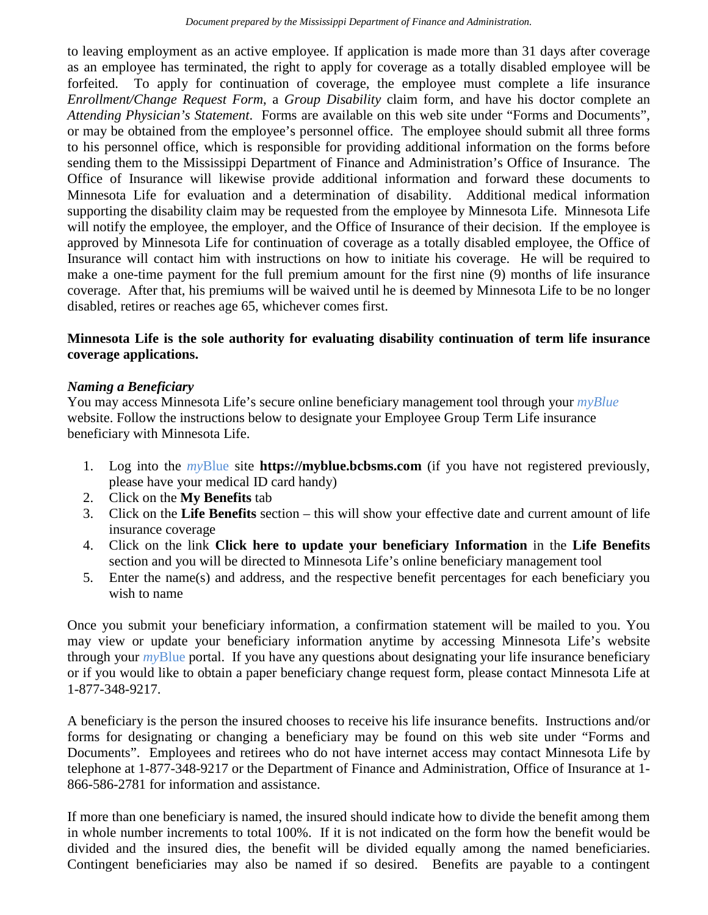to leaving employment as an active employee. If application is made more than 31 days after coverage as an employee has terminated, the right to apply for coverage as a totally disabled employee will be forfeited. To apply for continuation of coverage, the employee must complete a life insurance *Enrollment/Change Request Form*, a *Group Disability* claim form, and have his doctor complete an *Attending Physician's Statement*. Forms are available on this web site under "Forms and Documents", or may be obtained from the employee's personnel office. The employee should submit all three forms to his personnel office, which is responsible for providing additional information on the forms before sending them to the Mississippi Department of Finance and Administration's Office of Insurance. The Office of Insurance will likewise provide additional information and forward these documents to Minnesota Life for evaluation and a determination of disability. Additional medical information supporting the disability claim may be requested from the employee by Minnesota Life. Minnesota Life will notify the employee, the employer, and the Office of Insurance of their decision. If the employee is approved by Minnesota Life for continuation of coverage as a totally disabled employee, the Office of Insurance will contact him with instructions on how to initiate his coverage. He will be required to make a one-time payment for the full premium amount for the first nine (9) months of life insurance coverage. After that, his premiums will be waived until he is deemed by Minnesota Life to be no longer disabled, retires or reaches age 65, whichever comes first.

**Minnesota Life is the sole authority for evaluating disability continuation of term life insurance coverage applications.**

***Naming a Beneficiary***

You may access Minnesota Life's secure online beneficiary management tool through your *myBlue* website. Follow the instructions below to designate your Employee Group Term Life insurance beneficiary with Minnesota Life.

1. Log into the *my*Blue site **https://myblue.bcbsms.com** (if you have not registered previously, please have your medical ID card handy)
2. Click on the **My Benefits** tab
3. Click on the **Life Benefits** section – this will show your effective date and current amount of life insurance coverage
4. Click on the link **Click here to update your beneficiary Information** in the **Life Benefits** section and you will be directed to Minnesota Life's online beneficiary management tool
5. Enter the name(s) and address, and the respective benefit percentages for each beneficiary you wish to name

Once you submit your beneficiary information, a confirmation statement will be mailed to you. You may view or update your beneficiary information anytime by accessing Minnesota Life's website through your *my*Blue portal. If you have any questions about designating your life insurance beneficiary or if you would like to obtain a paper beneficiary change request form, please contact Minnesota Life at 1-877-348-9217.

A beneficiary is the person the insured chooses to receive his life insurance benefits. Instructions and/or forms for designating or changing a beneficiary may be found on this web site under "Forms and Documents". Employees and retirees who do not have internet access may contact Minnesota Life by telephone at 1-877-348-9217 or the Department of Finance and Administration, Office of Insurance at 1-866-586-2781 for information and assistance.

If more than one beneficiary is named, the insured should indicate how to divide the benefit among them in whole number increments to total 100%. If it is not indicated on the form how the benefit would be divided and the insured dies, the benefit will be divided equally among the named beneficiaries. Contingent beneficiaries may also be named if so desired. Benefits are payable to a contingent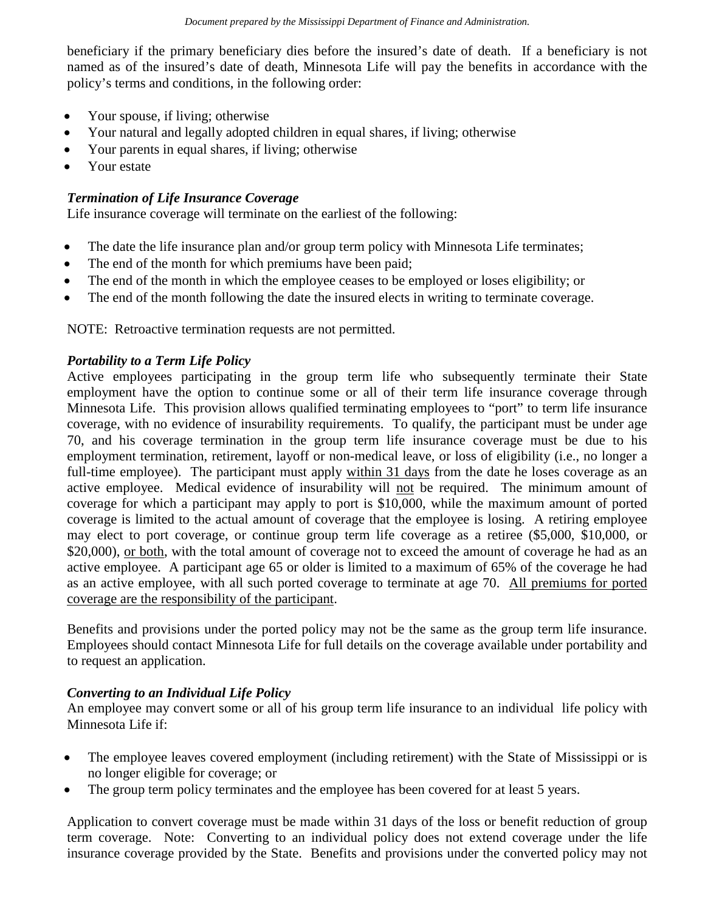beneficiary if the primary beneficiary dies before the insured's date of death. If a beneficiary is not named as of the insured's date of death, Minnesota Life will pay the benefits in accordance with the policy's terms and conditions, in the following order:

- Your spouse, if living; otherwise
- Your natural and legally adopted children in equal shares, if living; otherwise
- Your parents in equal shares, if living; otherwise
- Your estate

***Termination of Life Insurance Coverage***

Life insurance coverage will terminate on the earliest of the following:

- The date the life insurance plan and/or group term policy with Minnesota Life terminates;
- The end of the month for which premiums have been paid;
- The end of the month in which the employee ceases to be employed or loses eligibility; or
- The end of the month following the date the insured elects in writing to terminate coverage.

NOTE: Retroactive termination requests are not permitted.

***Portability to a Term Life Policy***

Active employees participating in the group term life who subsequently terminate their State employment have the option to continue some or all of their term life insurance coverage through Minnesota Life. This provision allows qualified terminating employees to "port" to term life insurance coverage, with no evidence of insurability requirements. To qualify, the participant must be under age 70, and his coverage termination in the group term life insurance coverage must be due to his employment termination, retirement, layoff or non-medical leave, or loss of eligibility (i.e., no longer a full-time employee). The participant must apply <u>within 31 days</u> from the date he loses coverage as an active employee. Medical evidence of insurability will <u>not</u> be required. The minimum amount of coverage for which a participant may apply to port is $10,000, while the maximum amount of ported coverage is limited to the actual amount of coverage that the employee is losing. A retiring employee may elect to port coverage, or continue group term life coverage as a retiree ($5,000, $10,000, or $20,000), <u>or both</u>, with the total amount of coverage not to exceed the amount of coverage he had as an active employee. A participant age 65 or older is limited to a maximum of 65% of the coverage he had as an active employee, with all such ported coverage to terminate at age 70. <u>All premiums for ported coverage are the responsibility of the participant</u>.

Benefits and provisions under the ported policy may not be the same as the group term life insurance. Employees should contact Minnesota Life for full details on the coverage available under portability and to request an application.

***Converting to an Individual Life Policy***

An employee may convert some or all of his group term life insurance to an individual life policy with Minnesota Life if:

- The employee leaves covered employment (including retirement) with the State of Mississippi or is no longer eligible for coverage; or
- The group term policy terminates and the employee has been covered for at least 5 years.

Application to convert coverage must be made within 31 days of the loss or benefit reduction of group term coverage. Note: Converting to an individual policy does not extend coverage under the life insurance coverage provided by the State. Benefits and provisions under the converted policy may not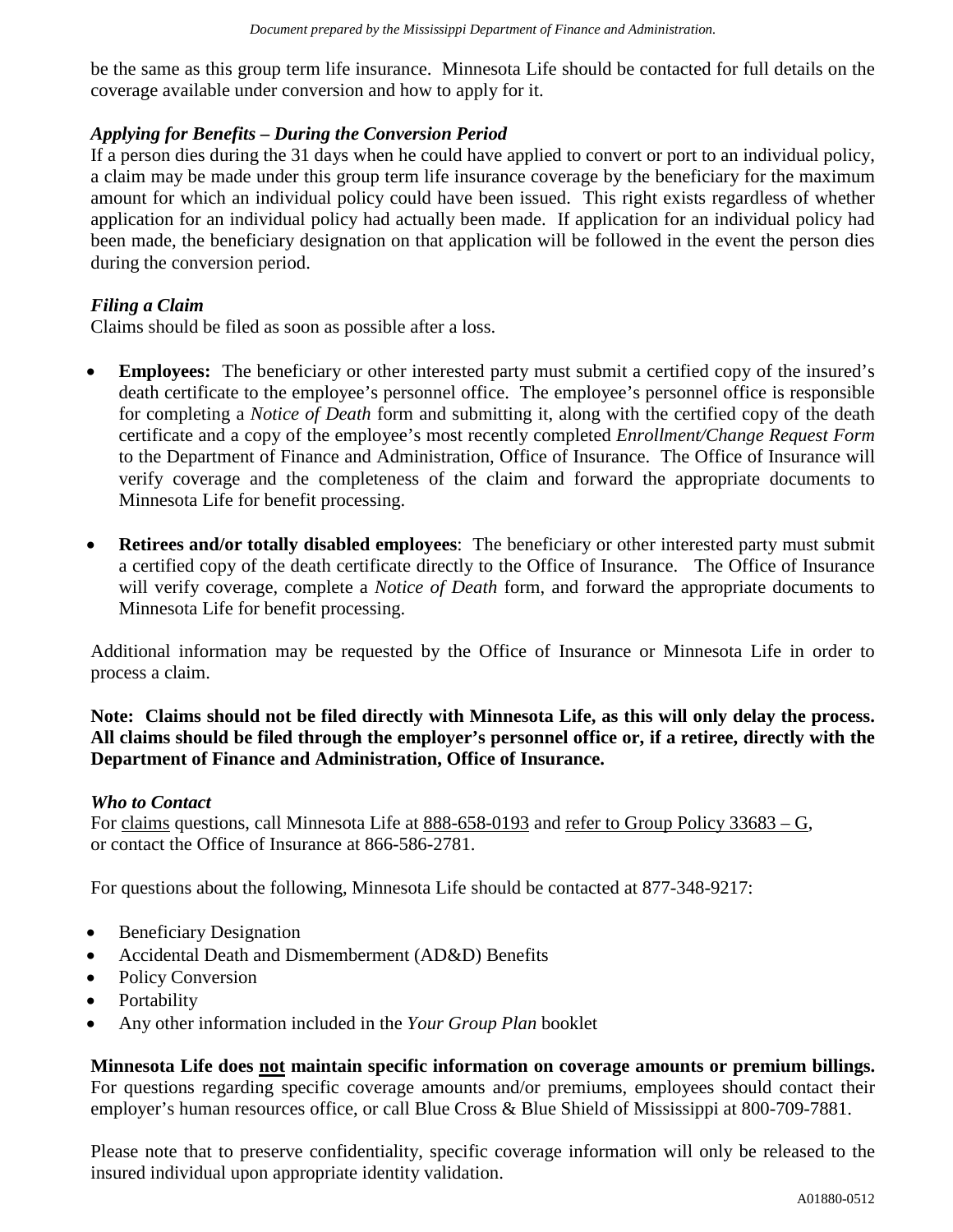be the same as this group term life insurance. Minnesota Life should be contacted for full details on the coverage available under conversion and how to apply for it.

### *Applying for Benefits – During the Conversion Period*

If a person dies during the 31 days when he could have applied to convert or port to an individual policy, a claim may be made under this group term life insurance coverage by the beneficiary for the maximum amount for which an individual policy could have been issued. This right exists regardless of whether application for an individual policy had actually been made. If application for an individual policy had been made, the beneficiary designation on that application will be followed in the event the person dies during the conversion period.

### *Filing a Claim*

Claims should be filed as soon as possible after a loss.

- **Employees:** The beneficiary or other interested party must submit a certified copy of the insured's death certificate to the employee's personnel office. The employee's personnel office is responsible for completing a *Notice of Death* form and submitting it, along with the certified copy of the death certificate and a copy of the employee's most recently completed *Enrollment/Change Request Form* to the Department of Finance and Administration, Office of Insurance. The Office of Insurance will verify coverage and the completeness of the claim and forward the appropriate documents to Minnesota Life for benefit processing.

- **Retirees and/or totally disabled employees**: The beneficiary or other interested party must submit a certified copy of the death certificate directly to the Office of Insurance. The Office of Insurance will verify coverage, complete a *Notice of Death* form, and forward the appropriate documents to Minnesota Life for benefit processing.

Additional information may be requested by the Office of Insurance or Minnesota Life in order to process a claim.

**Note: Claims should not be filed directly with Minnesota Life, as this will only delay the process. All claims should be filed through the employer's personnel office or, if a retiree, directly with the Department of Finance and Administration, Office of Insurance.**

### *Who to Contact*

For claims questions, call Minnesota Life at 888-658-0193 and refer to Group Policy 33683 – G, or contact the Office of Insurance at 866-586-2781.

For questions about the following, Minnesota Life should be contacted at 877-348-9217:

- Beneficiary Designation
- Accidental Death and Dismemberment (AD&D) Benefits
- Policy Conversion
- Portability
- Any other information included in the *Your Group Plan* booklet

**Minnesota Life does not maintain specific information on coverage amounts or premium billings.** For questions regarding specific coverage amounts and/or premiums, employees should contact their employer's human resources office, or call Blue Cross & Blue Shield of Mississippi at 800-709-7881.

Please note that to preserve confidentiality, specific coverage information will only be released to the insured individual upon appropriate identity validation.

A01880-0512